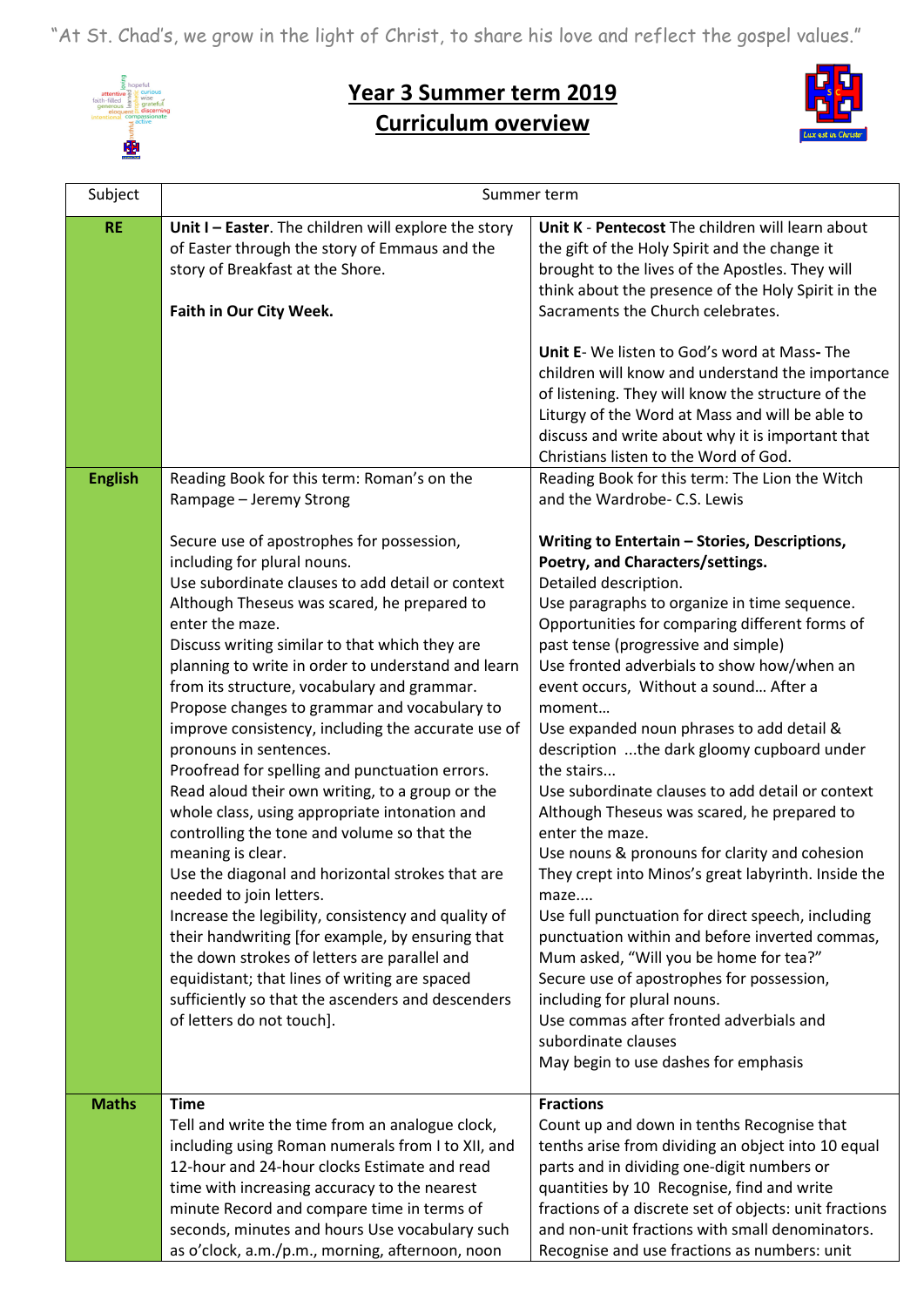"At St. Chad's, we grow in the light of Christ, to share his love and reflect the gospel values."

# Year 3 Summer term 2019
# Curriculum overview

| Subject | Summer term | |
|---|---|---|
| **RE** | **Unit I – Easter**. The children will explore the story of Easter through the story of Emmaus and the story of Breakfast at the Shore.<br><br>**Faith in Our City Week.** | **Unit K** - **Pentecost** The children will learn about the gift of the Holy Spirit and the change it brought to the lives of the Apostles. They will think about the presence of the Holy Spirit in the Sacraments the Church celebrates.<br><br>**Unit E**- We listen to God's word at Mass**-** The children will know and understand the importance of listening. They will know the structure of the Liturgy of the Word at Mass and will be able to discuss and write about why it is important that Christians listen to the Word of God. |
| **English** | Reading Book for this term: Roman's on the Rampage – Jeremy Strong<br><br>Secure use of apostrophes for possession, including for plural nouns.<br>Use subordinate clauses to add detail or context Although Theseus was scared, he prepared to enter the maze.<br>Discuss writing similar to that which they are planning to write in order to understand and learn from its structure, vocabulary and grammar.<br>Propose changes to grammar and vocabulary to improve consistency, including the accurate use of pronouns in sentences.<br>Proofread for spelling and punctuation errors.<br>Read aloud their own writing, to a group or the whole class, using appropriate intonation and controlling the tone and volume so that the meaning is clear.<br>Use the diagonal and horizontal strokes that are needed to join letters.<br>Increase the legibility, consistency and quality of their handwriting [for example, by ensuring that the down strokes of letters are parallel and equidistant; that lines of writing are spaced sufficiently so that the ascenders and descenders of letters do not touch]. | Reading Book for this term: The Lion the Witch and the Wardrobe- C.S. Lewis<br><br>**Writing to Entertain – Stories, Descriptions, Poetry, and Characters/settings.**<br>Detailed description.<br>Use paragraphs to organize in time sequence.<br>Opportunities for comparing different forms of past tense (progressive and simple)<br>Use fronted adverbials to show how/when an event occurs, Without a sound… After a moment…<br>Use expanded noun phrases to add detail & description ...the dark gloomy cupboard under the stairs...<br>Use subordinate clauses to add detail or context Although Theseus was scared, he prepared to enter the maze.<br>Use nouns & pronouns for clarity and cohesion They crept into Minos's great labyrinth. Inside the maze....<br>Use full punctuation for direct speech, including punctuation within and before inverted commas, Mum asked, "Will you be home for tea?"<br>Secure use of apostrophes for possession, including for plural nouns.<br>Use commas after fronted adverbials and subordinate clauses<br>May begin to use dashes for emphasis |
| **Maths** | **Time**<br>Tell and write the time from an analogue clock, including using Roman numerals from I to XII, and 12-hour and 24-hour clocks Estimate and read time with increasing accuracy to the nearest minute Record and compare time in terms of seconds, minutes and hours Use vocabulary such as o'clock, a.m./p.m., morning, afternoon, noon | **Fractions**<br>Count up and down in tenths Recognise that tenths arise from dividing an object into 10 equal parts and in dividing one-digit numbers or quantities by 10 Recognise, find and write fractions of a discrete set of objects: unit fractions and non-unit fractions with small denominators. Recognise and use fractions as numbers: unit |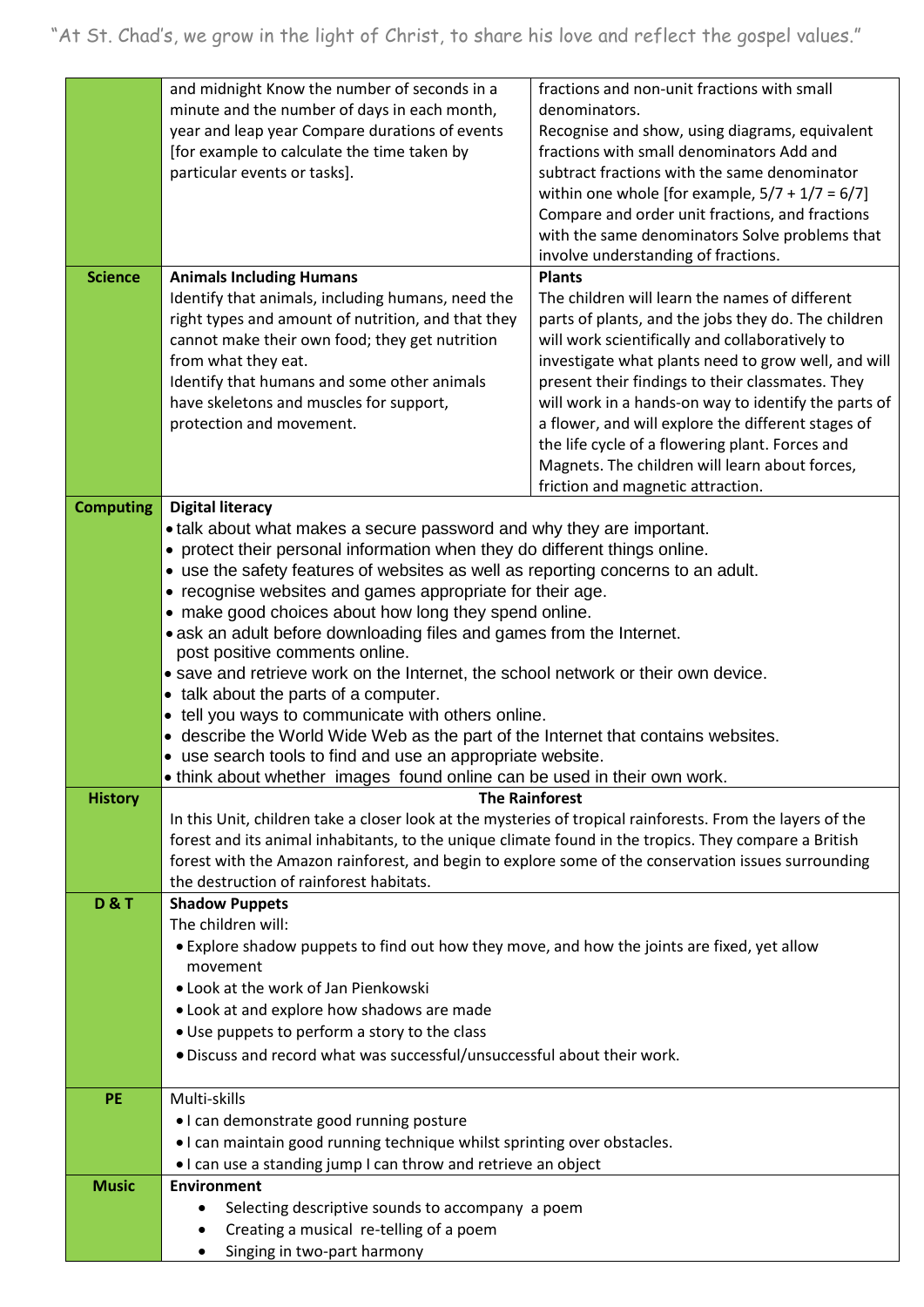"At St. Chad's, we grow in the light of Christ, to share his love and reflect the gospel values."

| | | |
|---|---|---|
| | and midnight Know the number of seconds in a minute and the number of days in each month, year and leap year Compare durations of events [for example to calculate the time taken by particular events or tasks]. | fractions and non-unit fractions with small denominators.<br>Recognise and show, using diagrams, equivalent fractions with small denominators Add and subtract fractions with the same denominator within one whole [for example, 5/7 + 1/7 = 6/7] Compare and order unit fractions, and fractions with the same denominators Solve problems that involve understanding of fractions. |
| **Science** | **Animals Including Humans**<br>Identify that animals, including humans, need the right types and amount of nutrition, and that they cannot make their own food; they get nutrition from what they eat.<br>Identify that humans and some other animals have skeletons and muscles for support, protection and movement. | **Plants**<br>The children will learn the names of different parts of plants, and the jobs they do. The children will work scientifically and collaboratively to investigate what plants need to grow well, and will present their findings to their classmates. They will work in a hands-on way to identify the parts of a flower, and will explore the different stages of the life cycle of a flowering plant. Forces and Magnets. The children will learn about forces, friction and magnetic attraction. |
| **Computing** | **Digital literacy**<br>• talk about what makes a secure password and why they are important.<br>• protect their personal information when they do different things online.<br>• use the safety features of websites as well as reporting concerns to an adult.<br>• recognise websites and games appropriate for their age.<br>• make good choices about how long they spend online.<br>• ask an adult before downloading files and games from the Internet.<br>post positive comments online.<br>• save and retrieve work on the Internet, the school network or their own device.<br>• talk about the parts of a computer.<br>• tell you ways to communicate with others online.<br>• describe the World Wide Web as the part of the Internet that contains websites.<br>• use search tools to find and use an appropriate website.<br>• think about whether images found online can be used in their own work. | |
| **History** | **The Rainforest**<br>In this Unit, children take a closer look at the mysteries of tropical rainforests. From the layers of the forest and its animal inhabitants, to the unique climate found in the tropics. They compare a British forest with the Amazon rainforest, and begin to explore some of the conservation issues surrounding the destruction of rainforest habitats. | |
| **D & T** | **Shadow Puppets**<br>The children will:<br>• Explore shadow puppets to find out how they move, and how the joints are fixed, yet allow movement<br>• Look at the work of Jan Pienkowski<br>• Look at and explore how shadows are made<br>• Use puppets to perform a story to the class<br>• Discuss and record what was successful/unsuccessful about their work. | |
| **PE** | Multi-skills<br>• I can demonstrate good running posture<br>• I can maintain good running technique whilst sprinting over obstacles.<br>• I can use a standing jump I can throw and retrieve an object | |
| **Music** | **Environment**<br>• Selecting descriptive sounds to accompany a poem<br>• Creating a musical re-telling of a poem<br>• Singing in two-part harmony | |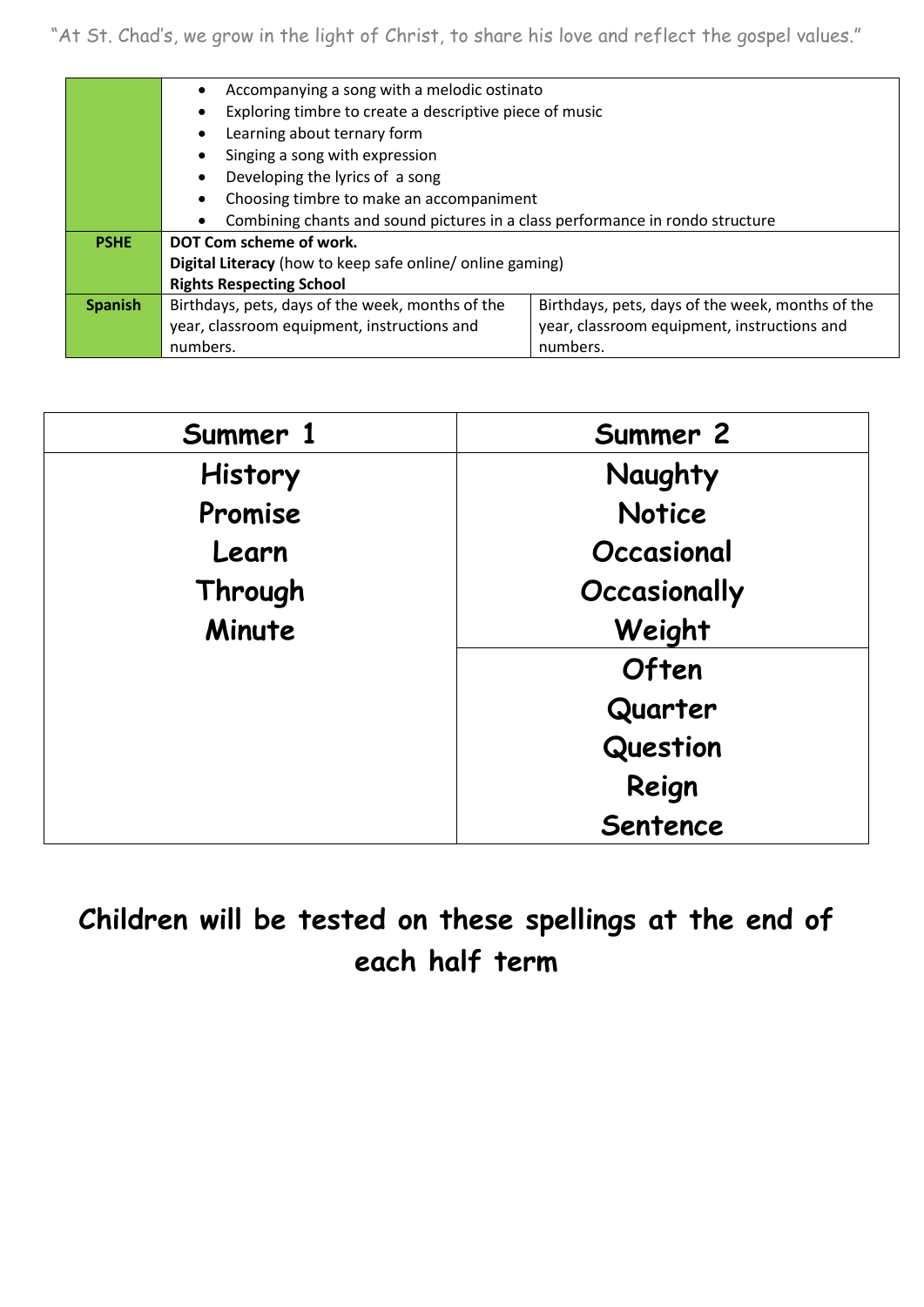"At St. Chad's, we grow in the light of Christ, to share his love and reflect the gospel values."

| | | |
|---|---|---|
| | • Accompanying a song with a melodic ostinato<br>• Exploring timbre to create a descriptive piece of music<br>• Learning about ternary form<br>• Singing a song with expression<br>• Developing the lyrics of a song<br>• Choosing timbre to make an accompaniment<br>• Combining chants and sound pictures in a class performance in rondo structure | |
| **PSHE** | **DOT Com scheme of work.**<br>**Digital Literacy** (how to keep safe online/ online gaming)<br>**Rights Respecting School** | |
| **Spanish** | Birthdays, pets, days of the week, months of the year, classroom equipment, instructions and numbers. | Birthdays, pets, days of the week, months of the year, classroom equipment, instructions and numbers. |

| Summer 1 | Summer 2 |
|---|---|
| **History** | **Naughty** |
| **Promise** | **Notice** |
| **Learn** | **Occasional** |
| **Through** | **Occasionally** |
| **Minute** | **Weight** |
| | **Often** |
| | **Quarter** |
| | **Question** |
| | **Reign** |
| | **Sentence** |

## Children will be tested on these spellings at the end of each half term